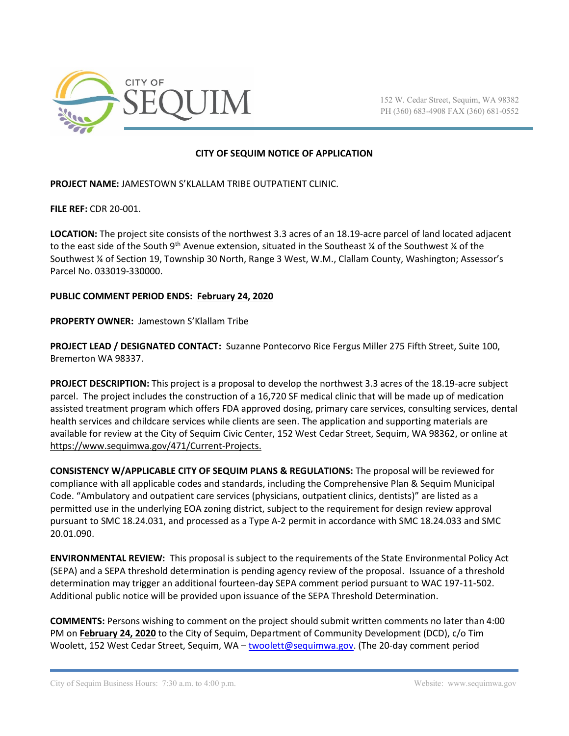CITY OF SEQUIM

152 W. Cedar Street, Sequim, WA 98382
PH (360) 683-4908 FAX (360) 681-0552

# CITY OF SEQUIM NOTICE OF APPLICATION

**PROJECT NAME:** JAMESTOWN S'KLALLAM TRIBE OUTPATIENT CLINIC.

**FILE REF:** CDR 20-001.

**LOCATION:** The project site consists of the northwest 3.3 acres of an 18.19-acre parcel of land located adjacent to the east side of the South 9th Avenue extension, situated in the Southeast ¼ of the Southwest ¼ of the Southwest ¼ of Section 19, Township 30 North, Range 3 West, W.M., Clallam County, Washington; Assessor's Parcel No. 033019-330000.

**PUBLIC COMMENT PERIOD ENDS: February 24, 2020**

**PROPERTY OWNER:** Jamestown S'Klallam Tribe

**PROJECT LEAD / DESIGNATED CONTACT:** Suzanne Pontecorvo Rice Fergus Miller 275 Fifth Street, Suite 100, Bremerton WA 98337.

**PROJECT DESCRIPTION:** This project is a proposal to develop the northwest 3.3 acres of the 18.19-acre subject parcel. The project includes the construction of a 16,720 SF medical clinic that will be made up of medication assisted treatment program which offers FDA approved dosing, primary care services, consulting services, dental health services and childcare services while clients are seen. The application and supporting materials are available for review at the City of Sequim Civic Center, 152 West Cedar Street, Sequim, WA 98362, or online at https://www.sequimwa.gov/471/Current-Projects.

**CONSISTENCY W/APPLICABLE CITY OF SEQUIM PLANS & REGULATIONS:** The proposal will be reviewed for compliance with all applicable codes and standards, including the Comprehensive Plan & Sequim Municipal Code. "Ambulatory and outpatient care services (physicians, outpatient clinics, dentists)" are listed as a permitted use in the underlying EOA zoning district, subject to the requirement for design review approval pursuant to SMC 18.24.031, and processed as a Type A-2 permit in accordance with SMC 18.24.033 and SMC 20.01.090.

**ENVIRONMENTAL REVIEW:** This proposal is subject to the requirements of the State Environmental Policy Act (SEPA) and a SEPA threshold determination is pending agency review of the proposal. Issuance of a threshold determination may trigger an additional fourteen-day SEPA comment period pursuant to WAC 197-11-502. Additional public notice will be provided upon issuance of the SEPA Threshold Determination.

**COMMENTS:** Persons wishing to comment on the project should submit written comments no later than 4:00 PM on **February 24, 2020** to the City of Sequim, Department of Community Development (DCD), c/o Tim Woolett, 152 West Cedar Street, Sequim, WA – twoolett@sequimwa.gov. (The 20-day comment period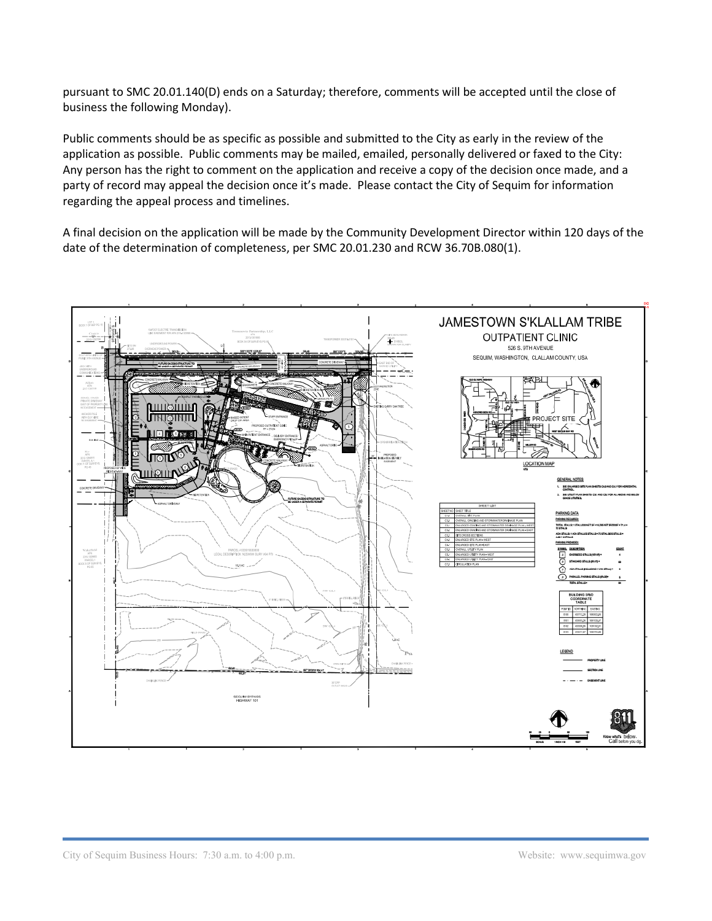pursuant to SMC 20.01.140(D) ends on a Saturday; therefore, comments will be accepted until the close of business the following Monday).

Public comments should be as specific as possible and submitted to the City as early in the review of the application as possible. Public comments may be mailed, emailed, personally delivered or faxed to the City: Any person has the right to comment on the application and receive a copy of the decision once made, and a party of record may appeal the decision once it's made. Please contact the City of Sequim for information regarding the appeal process and timelines.

A final decision on the application will be made by the Community Development Director within 120 days of the date of the determination of completeness, per SMC 20.01.230 and RCW 36.70B.080(1).

JAMESTOWN S'KLALLAM TRIBE

OUTPATIENT CLINIC

526 S. 9TH AVENUE

SEQUIM, WASHINGTON, CLALLAM COUNTY, USA

PROJECT SITE

LOCATION MAP

GENERAL NOTES

PARKING DATA

SHEET LIST

BUILDING GRID COORDINATE TABLE

LEGEND

PROPERTY LINE

SECTION LINE

EASEMENT LINE

SEQUIM BYPASS HIGHWAY 101

Know what's below. Call before you dig.